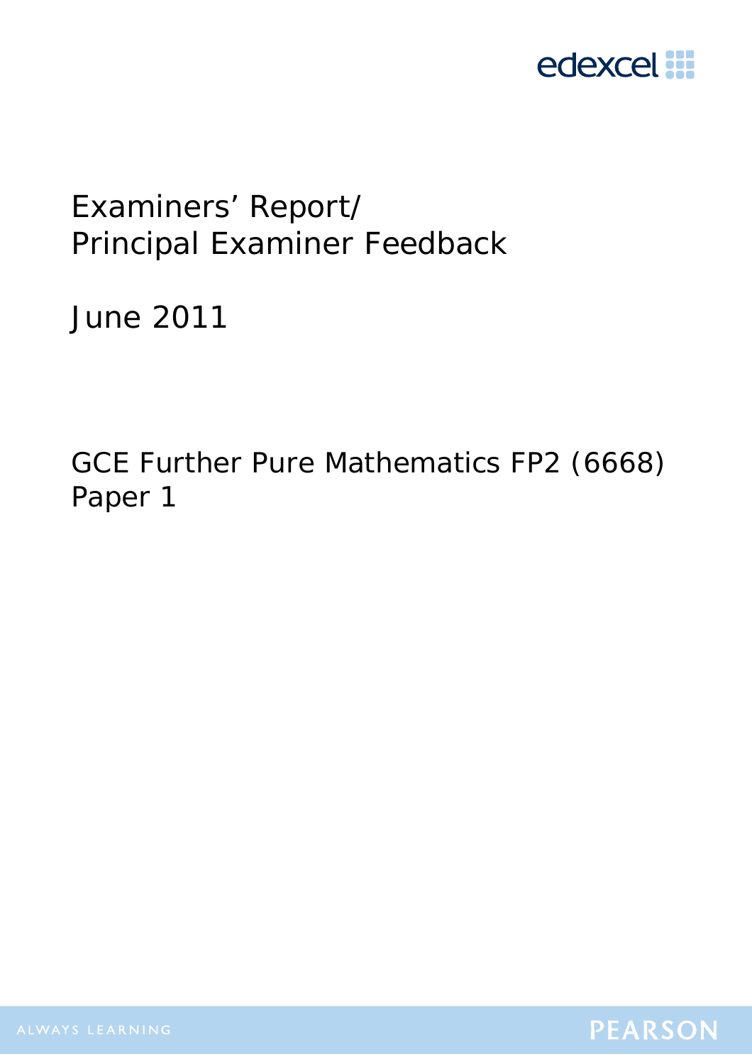edexcel

# Examiners' Report/ Principal Examiner Feedback

June 2011

GCE Further Pure Mathematics FP2 (6668) Paper 1

ALWAYS LEARNING

PEARSON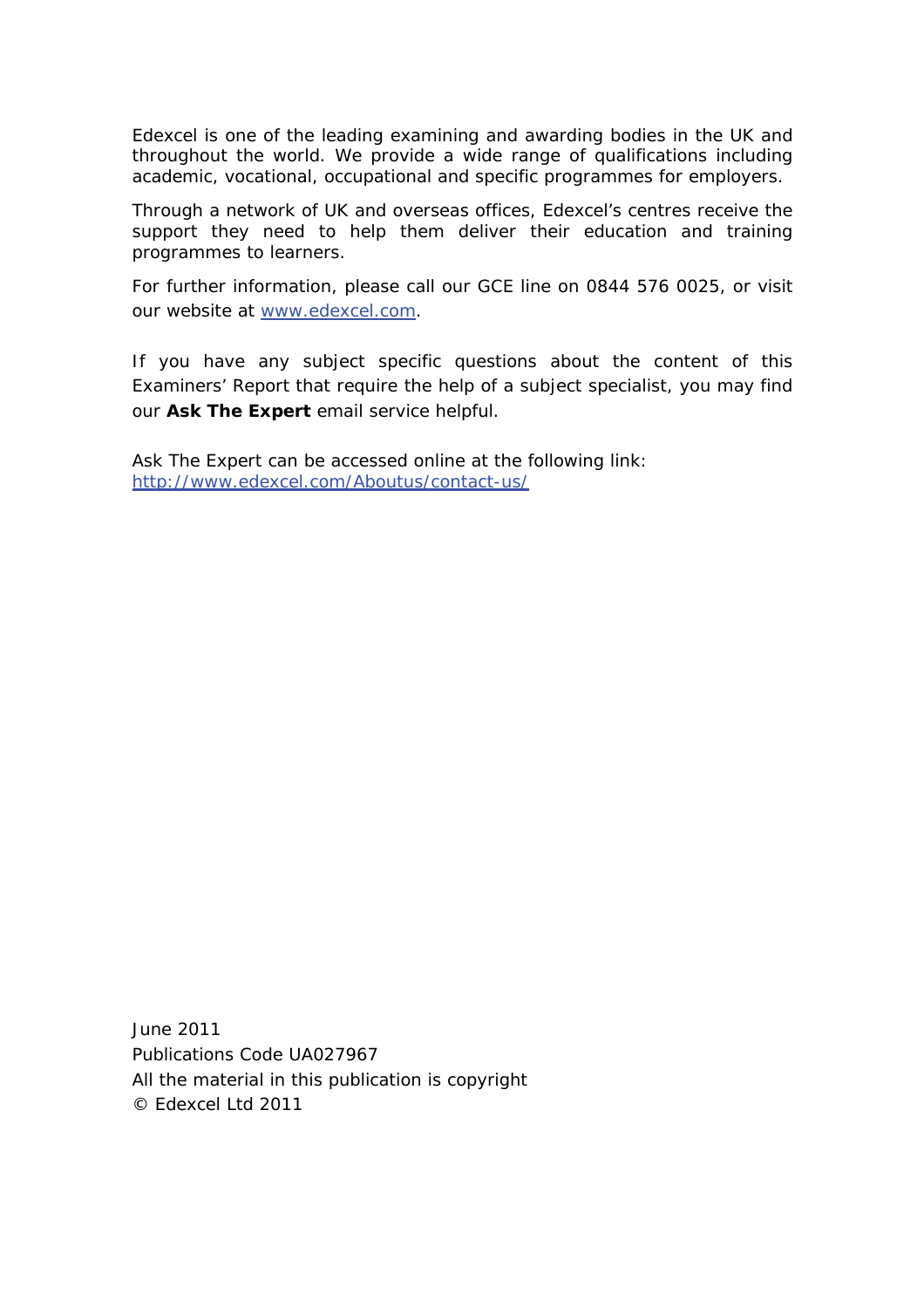Edexcel is one of the leading examining and awarding bodies in the UK and throughout the world. We provide a wide range of qualifications including academic, vocational, occupational and specific programmes for employers.

Through a network of UK and overseas offices, Edexcel's centres receive the support they need to help them deliver their education and training programmes to learners.

For further information, please call our GCE line on 0844 576 0025, or visit our website at [www.edexcel.com](http://www.edexcel.com).

If you have any subject specific questions about the content of this Examiners' Report that require the help of a subject specialist, you may find our **Ask The Expert** email service helpful.

Ask The Expert can be accessed online at the following link:
[http://www.edexcel.com/Aboutus/contact-us/](http://www.edexcel.com/Aboutus/contact-us/)

June 2011
Publications Code UA027967
All the material in this publication is copyright
© Edexcel Ltd 2011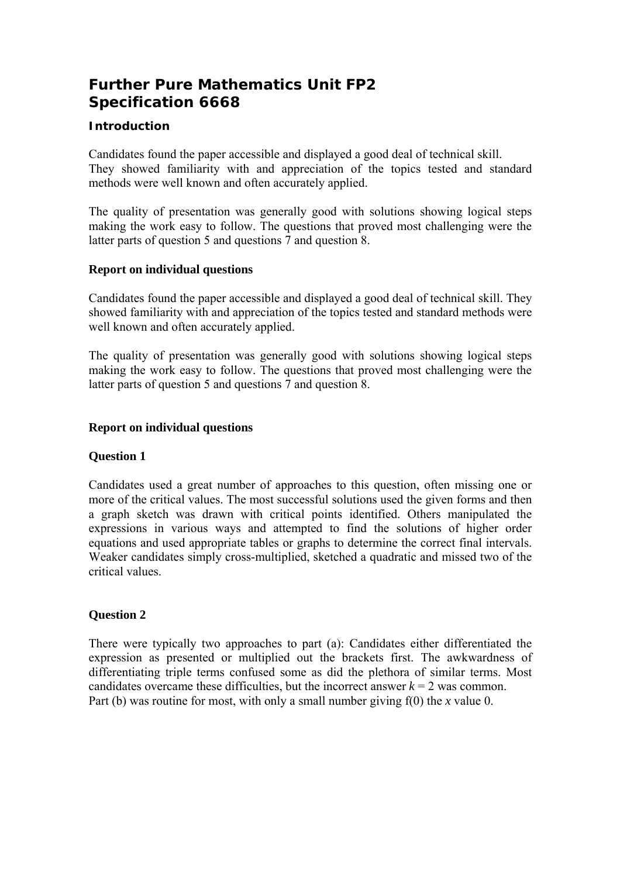# Further Pure Mathematics Unit FP2
# Specification 6668

### Introduction

Candidates found the paper accessible and displayed a good deal of technical skill. They showed familiarity with and appreciation of the topics tested and standard methods were well known and often accurately applied.

The quality of presentation was generally good with solutions showing logical steps making the work easy to follow. The questions that proved most challenging were the latter parts of question 5 and questions 7 and question 8.

**Report on individual questions**

Candidates found the paper accessible and displayed a good deal of technical skill. They showed familiarity with and appreciation of the topics tested and standard methods were well known and often accurately applied.

The quality of presentation was generally good with solutions showing logical steps making the work easy to follow. The questions that proved most challenging were the latter parts of question 5 and questions 7 and question 8.

**Report on individual questions**

**Question 1**

Candidates used a great number of approaches to this question, often missing one or more of the critical values. The most successful solutions used the given forms and then a graph sketch was drawn with critical points identified. Others manipulated the expressions in various ways and attempted to find the solutions of higher order equations and used appropriate tables or graphs to determine the correct final intervals. Weaker candidates simply cross-multiplied, sketched a quadratic and missed two of the critical values.

**Question 2**

There were typically two approaches to part (a): Candidates either differentiated the expression as presented or multiplied out the brackets first. The awkwardness of differentiating triple terms confused some as did the plethora of similar terms. Most candidates overcame these difficulties, but the incorrect answer $k = 2$ was common.
Part (b) was routine for most, with only a small number giving f(0) the $x$ value 0.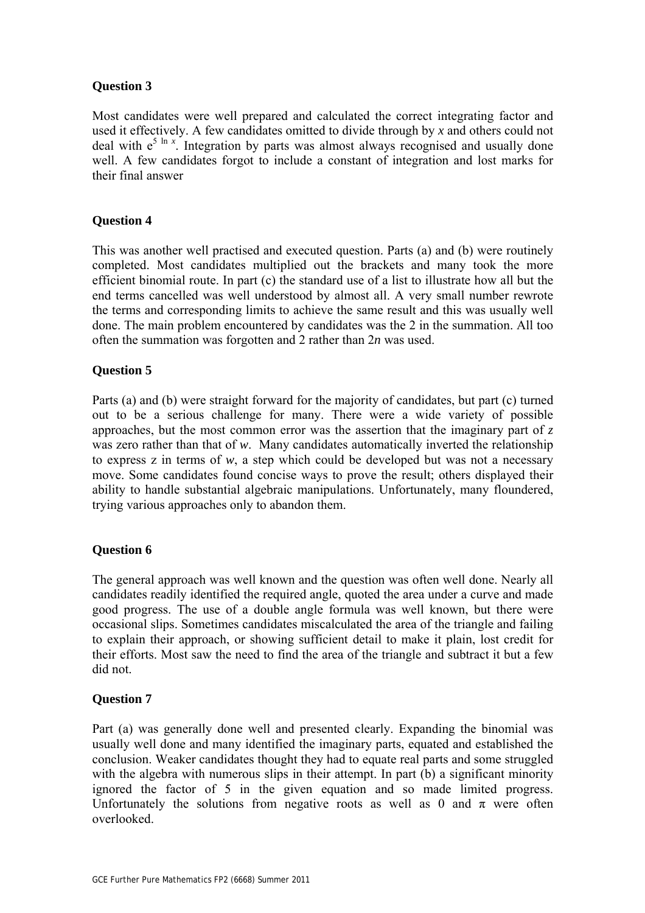## Question 3

Most candidates were well prepared and calculated the correct integrating factor and used it effectively. A few candidates omitted to divide through by $x$ and others could not deal with $e^{5 \ln x}$. Integration by parts was almost always recognised and usually done well. A few candidates forgot to include a constant of integration and lost marks for their final answer

## Question 4

This was another well practised and executed question. Parts (a) and (b) were routinely completed. Most candidates multiplied out the brackets and many took the more efficient binomial route. In part (c) the standard use of a list to illustrate how all but the end terms cancelled was well understood by almost all. A very small number rewrote the terms and corresponding limits to achieve the same result and this was usually well done. The main problem encountered by candidates was the 2 in the summation. All too often the summation was forgotten and 2 rather than $2n$ was used.

## Question 5

Parts (a) and (b) were straight forward for the majority of candidates, but part (c) turned out to be a serious challenge for many. There were a wide variety of possible approaches, but the most common error was the assertion that the imaginary part of $z$ was zero rather than that of $w$. Many candidates automatically inverted the relationship to express z in terms of $w$, a step which could be developed but was not a necessary move. Some candidates found concise ways to prove the result; others displayed their ability to handle substantial algebraic manipulations. Unfortunately, many floundered, trying various approaches only to abandon them.

## Question 6

The general approach was well known and the question was often well done. Nearly all candidates readily identified the required angle, quoted the area under a curve and made good progress. The use of a double angle formula was well known, but there were occasional slips. Sometimes candidates miscalculated the area of the triangle and failing to explain their approach, or showing sufficient detail to make it plain, lost credit for their efforts. Most saw the need to find the area of the triangle and subtract it but a few did not.

## Question 7

Part (a) was generally done well and presented clearly. Expanding the binomial was usually well done and many identified the imaginary parts, equated and established the conclusion. Weaker candidates thought they had to equate real parts and some struggled with the algebra with numerous slips in their attempt. In part (b) a significant minority ignored the factor of 5 in the given equation and so made limited progress. Unfortunately the solutions from negative roots as well as 0 and $\pi$ were often overlooked.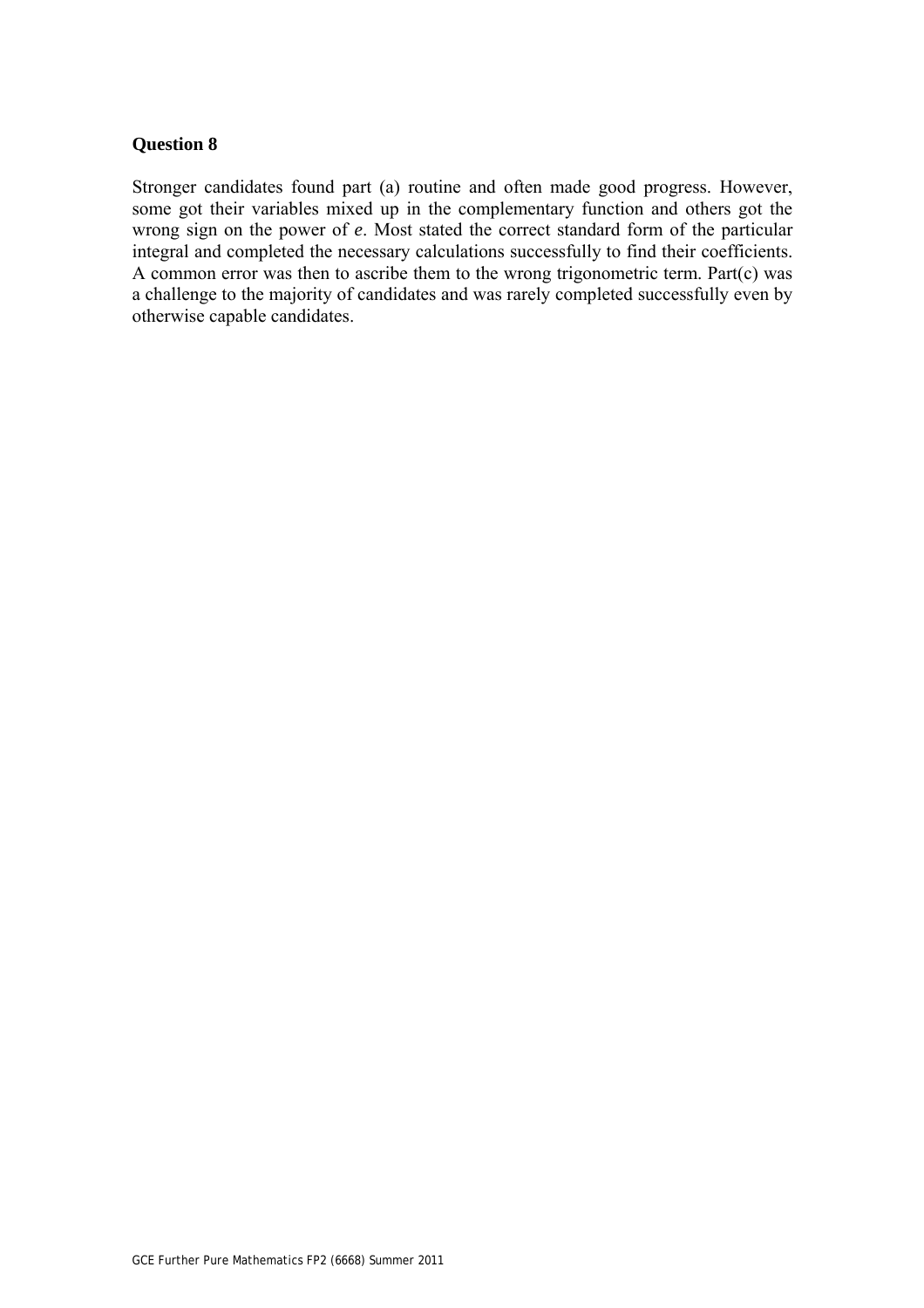**Question 8**

Stronger candidates found part (a) routine and often made good progress. However, some got their variables mixed up in the complementary function and others got the wrong sign on the power of *e*. Most stated the correct standard form of the particular integral and completed the necessary calculations successfully to find their coefficients. A common error was then to ascribe them to the wrong trigonometric term. Part(c) was a challenge to the majority of candidates and was rarely completed successfully even by otherwise capable candidates.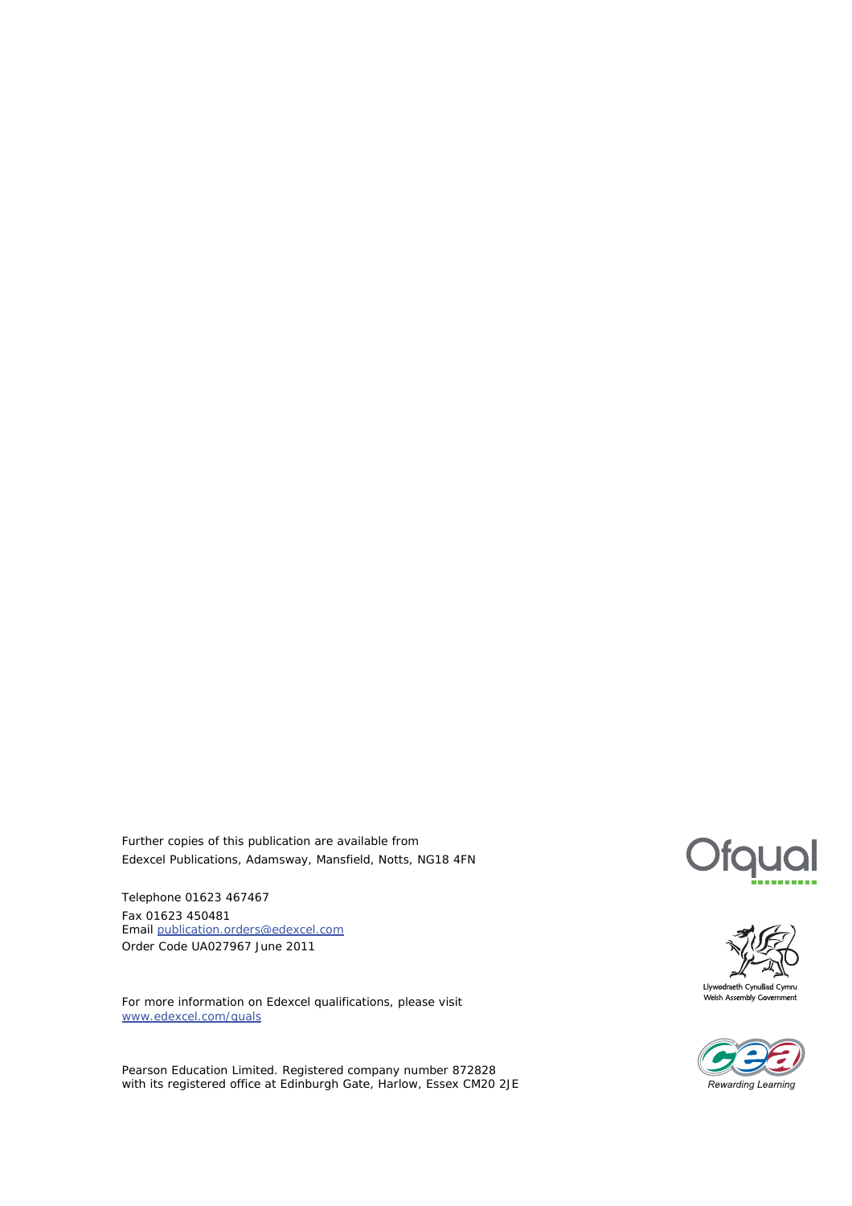Further copies of this publication are available from
Edexcel Publications, Adamsway, Mansfield, Notts, NG18 4FN

Telephone 01623 467467
Fax 01623 450481
Email publication.orders@edexcel.com
Order Code UA027967 June 2011

For more information on Edexcel qualifications, please visit
www.edexcel.com/quals

Pearson Education Limited. Registered company number 872828
with its registered office at Edinburgh Gate, Harlow, Essex CM20 2JE

Ofqual

Llywodraeth Cynulliad Cymru
Welsh Assembly Government

Rewarding Learning